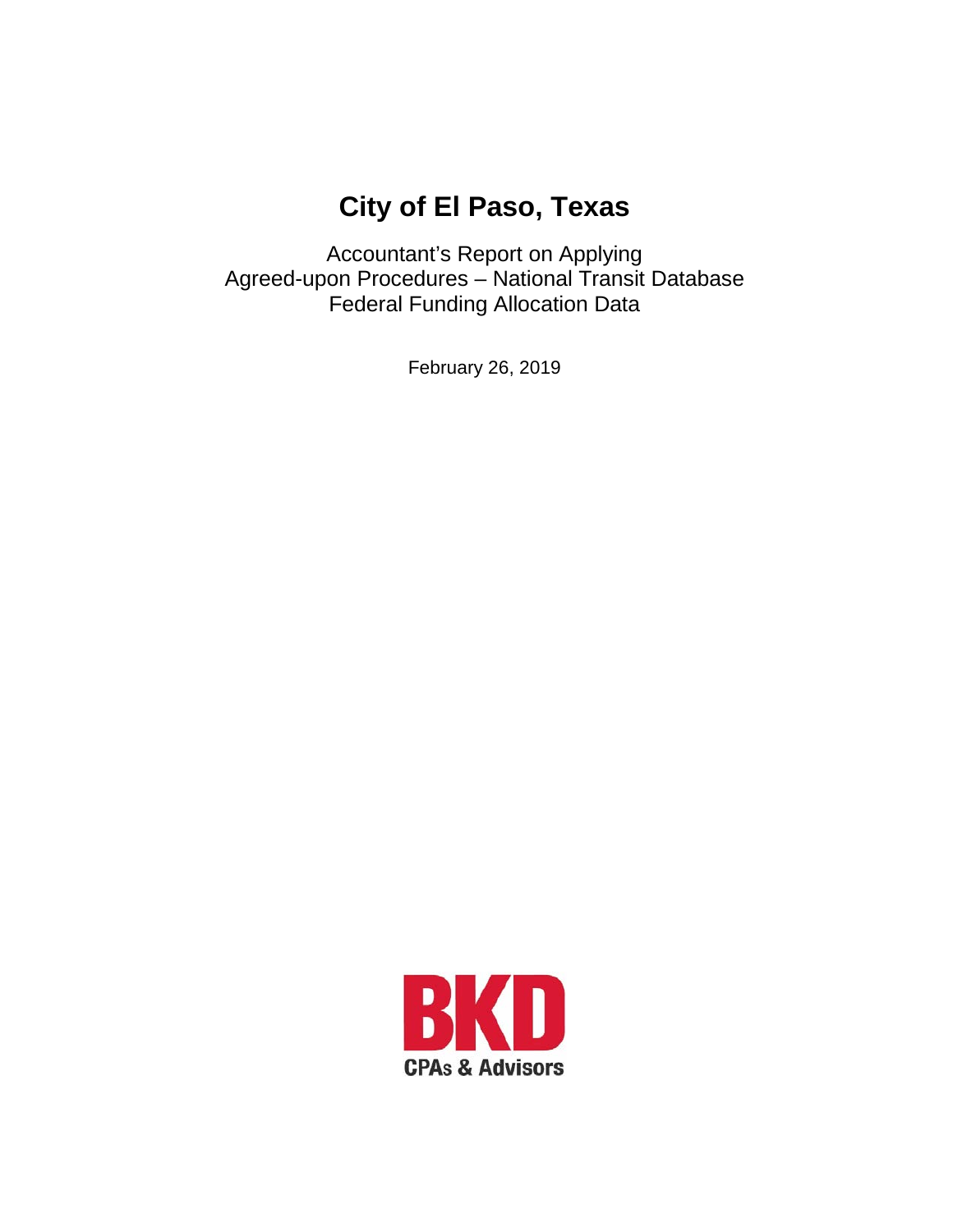# City of El Paso, Texas

Accountant's Report on Applying
Agreed-upon Procedures – National Transit Database
Federal Funding Allocation Data

February 26, 2019

BKD
CPAs & Advisors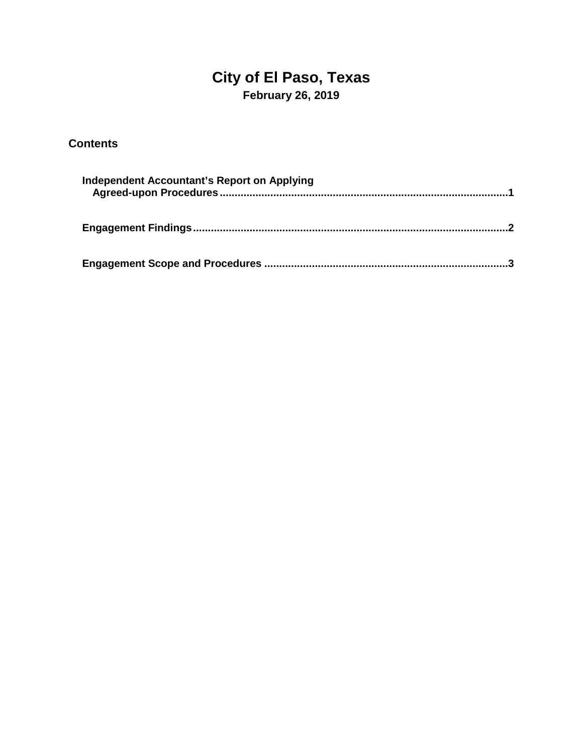# City of El Paso, Texas

**February 26, 2019**

## Contents

**Independent Accountant's Report on Applying Agreed-upon Procedures** ........ 1

**Engagement Findings** ........ 2

**Engagement Scope and Procedures** ........ 3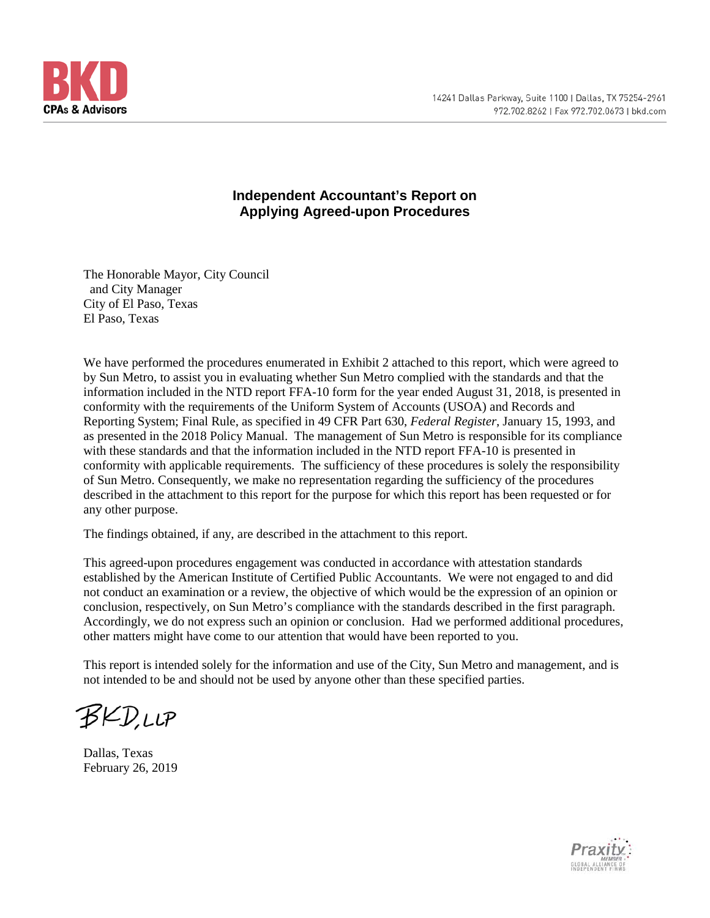BKD
CPAs & Advisors

14241 Dallas Parkway, Suite 1100 | Dallas, TX 75254-2961
972.702.8262 | Fax 972.702.0673 | bkd.com

## Independent Accountant's Report on Applying Agreed-upon Procedures

The Honorable Mayor, City Council
and City Manager
City of El Paso, Texas
El Paso, Texas

We have performed the procedures enumerated in Exhibit 2 attached to this report, which were agreed to by Sun Metro, to assist you in evaluating whether Sun Metro complied with the standards and that the information included in the NTD report FFA-10 form for the year ended August 31, 2018, is presented in conformity with the requirements of the Uniform System of Accounts (USOA) and Records and Reporting System; Final Rule, as specified in 49 CFR Part 630, *Federal Register*, January 15, 1993, and as presented in the 2018 Policy Manual. The management of Sun Metro is responsible for its compliance with these standards and that the information included in the NTD report FFA-10 is presented in conformity with applicable requirements. The sufficiency of these procedures is solely the responsibility of Sun Metro. Consequently, we make no representation regarding the sufficiency of the procedures described in the attachment to this report for the purpose for which this report has been requested or for any other purpose.

The findings obtained, if any, are described in the attachment to this report.

This agreed-upon procedures engagement was conducted in accordance with attestation standards established by the American Institute of Certified Public Accountants. We were not engaged to and did not conduct an examination or a review, the objective of which would be the expression of an opinion or conclusion, respectively, on Sun Metro's compliance with the standards described in the first paragraph. Accordingly, we do not express such an opinion or conclusion. Had we performed additional procedures, other matters might have come to our attention that would have been reported to you.

This report is intended solely for the information and use of the City, Sun Metro and management, and is not intended to be and should not be used by anyone other than these specified parties.

BKD, LLP

Dallas, Texas
February 26, 2019

Praxity MEMBER GLOBAL ALLIANCE OF INDEPENDENT FIRMS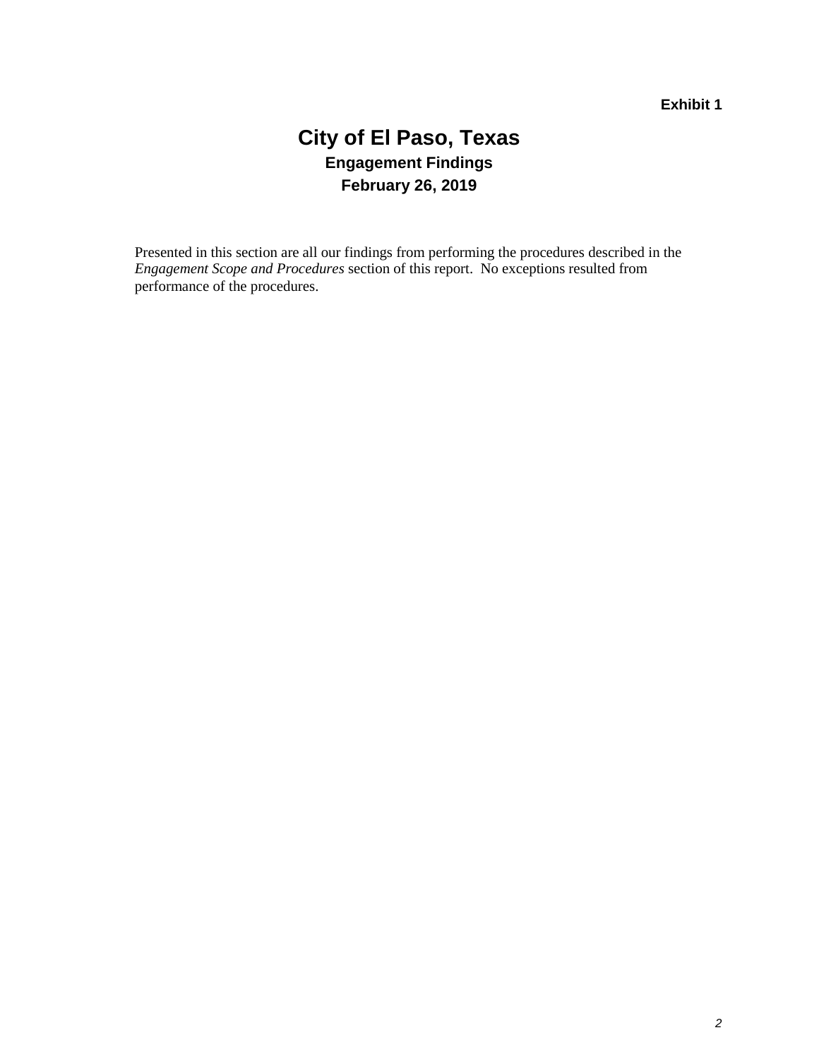**Exhibit 1**

# City of El Paso, Texas

## Engagement Findings

## February 26, 2019

Presented in this section are all our findings from performing the procedures described in the *Engagement Scope and Procedures* section of this report. No exceptions resulted from performance of the procedures.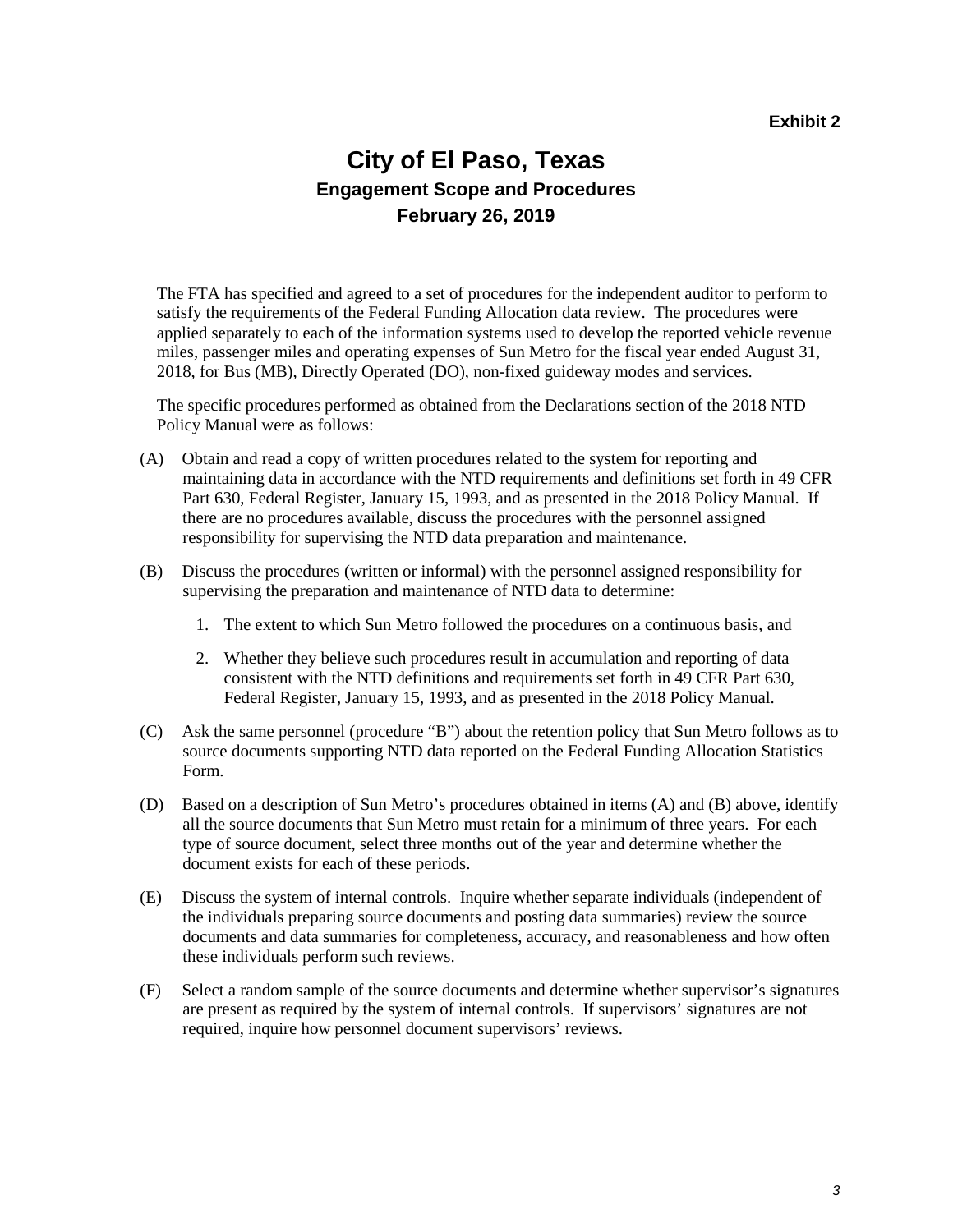**Exhibit 2**

# City of El Paso, Texas

## Engagement Scope and Procedures

### February 26, 2019

The FTA has specified and agreed to a set of procedures for the independent auditor to perform to satisfy the requirements of the Federal Funding Allocation data review. The procedures were applied separately to each of the information systems used to develop the reported vehicle revenue miles, passenger miles and operating expenses of Sun Metro for the fiscal year ended August 31, 2018, for Bus (MB), Directly Operated (DO), non-fixed guideway modes and services.

The specific procedures performed as obtained from the Declarations section of the 2018 NTD Policy Manual were as follows:

(A) Obtain and read a copy of written procedures related to the system for reporting and maintaining data in accordance with the NTD requirements and definitions set forth in 49 CFR Part 630, Federal Register, January 15, 1993, and as presented in the 2018 Policy Manual. If there are no procedures available, discuss the procedures with the personnel assigned responsibility for supervising the NTD data preparation and maintenance.

(B) Discuss the procedures (written or informal) with the personnel assigned responsibility for supervising the preparation and maintenance of NTD data to determine:

1. The extent to which Sun Metro followed the procedures on a continuous basis, and
2. Whether they believe such procedures result in accumulation and reporting of data consistent with the NTD definitions and requirements set forth in 49 CFR Part 630, Federal Register, January 15, 1993, and as presented in the 2018 Policy Manual.

(C) Ask the same personnel (procedure "B") about the retention policy that Sun Metro follows as to source documents supporting NTD data reported on the Federal Funding Allocation Statistics Form.

(D) Based on a description of Sun Metro's procedures obtained in items (A) and (B) above, identify all the source documents that Sun Metro must retain for a minimum of three years. For each type of source document, select three months out of the year and determine whether the document exists for each of these periods.

(E) Discuss the system of internal controls. Inquire whether separate individuals (independent of the individuals preparing source documents and posting data summaries) review the source documents and data summaries for completeness, accuracy, and reasonableness and how often these individuals perform such reviews.

(F) Select a random sample of the source documents and determine whether supervisor's signatures are present as required by the system of internal controls. If supervisors' signatures are not required, inquire how personnel document supervisors' reviews.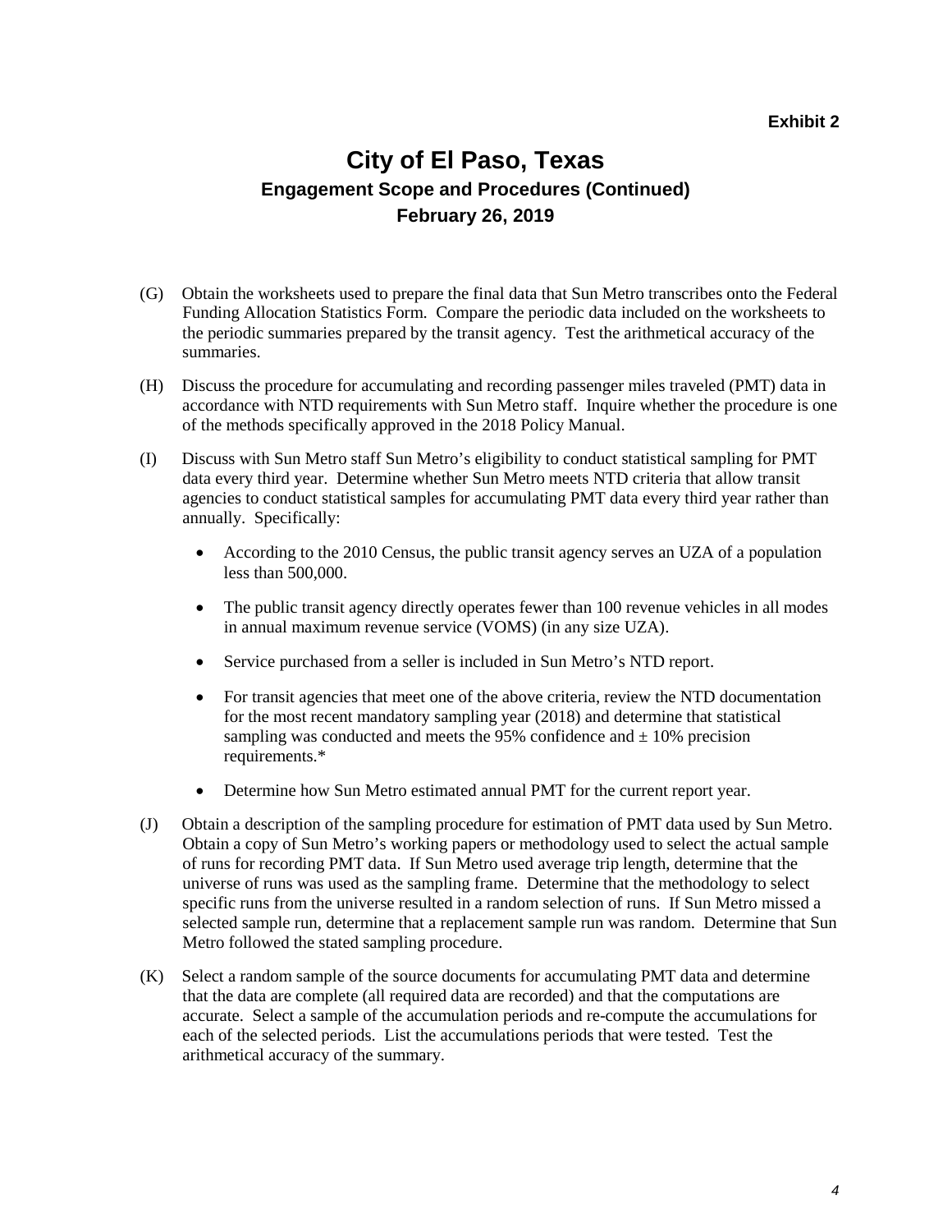**Exhibit 2**

# City of El Paso, Texas
## Engagement Scope and Procedures (Continued)
### February 26, 2019

(G) Obtain the worksheets used to prepare the final data that Sun Metro transcribes onto the Federal Funding Allocation Statistics Form. Compare the periodic data included on the worksheets to the periodic summaries prepared by the transit agency. Test the arithmetical accuracy of the summaries.

(H) Discuss the procedure for accumulating and recording passenger miles traveled (PMT) data in accordance with NTD requirements with Sun Metro staff. Inquire whether the procedure is one of the methods specifically approved in the 2018 Policy Manual.

(I) Discuss with Sun Metro staff Sun Metro's eligibility to conduct statistical sampling for PMT data every third year. Determine whether Sun Metro meets NTD criteria that allow transit agencies to conduct statistical samples for accumulating PMT data every third year rather than annually. Specifically:

- According to the 2010 Census, the public transit agency serves an UZA of a population less than 500,000.
- The public transit agency directly operates fewer than 100 revenue vehicles in all modes in annual maximum revenue service (VOMS) (in any size UZA).
- Service purchased from a seller is included in Sun Metro's NTD report.
- For transit agencies that meet one of the above criteria, review the NTD documentation for the most recent mandatory sampling year (2018) and determine that statistical sampling was conducted and meets the 95% confidence and ± 10% precision requirements.*
- Determine how Sun Metro estimated annual PMT for the current report year.

(J) Obtain a description of the sampling procedure for estimation of PMT data used by Sun Metro. Obtain a copy of Sun Metro's working papers or methodology used to select the actual sample of runs for recording PMT data. If Sun Metro used average trip length, determine that the universe of runs was used as the sampling frame. Determine that the methodology to select specific runs from the universe resulted in a random selection of runs. If Sun Metro missed a selected sample run, determine that a replacement sample run was random. Determine that Sun Metro followed the stated sampling procedure.

(K) Select a random sample of the source documents for accumulating PMT data and determine that the data are complete (all required data are recorded) and that the computations are accurate. Select a sample of the accumulation periods and re-compute the accumulations for each of the selected periods. List the accumulations periods that were tested. Test the arithmetical accuracy of the summary.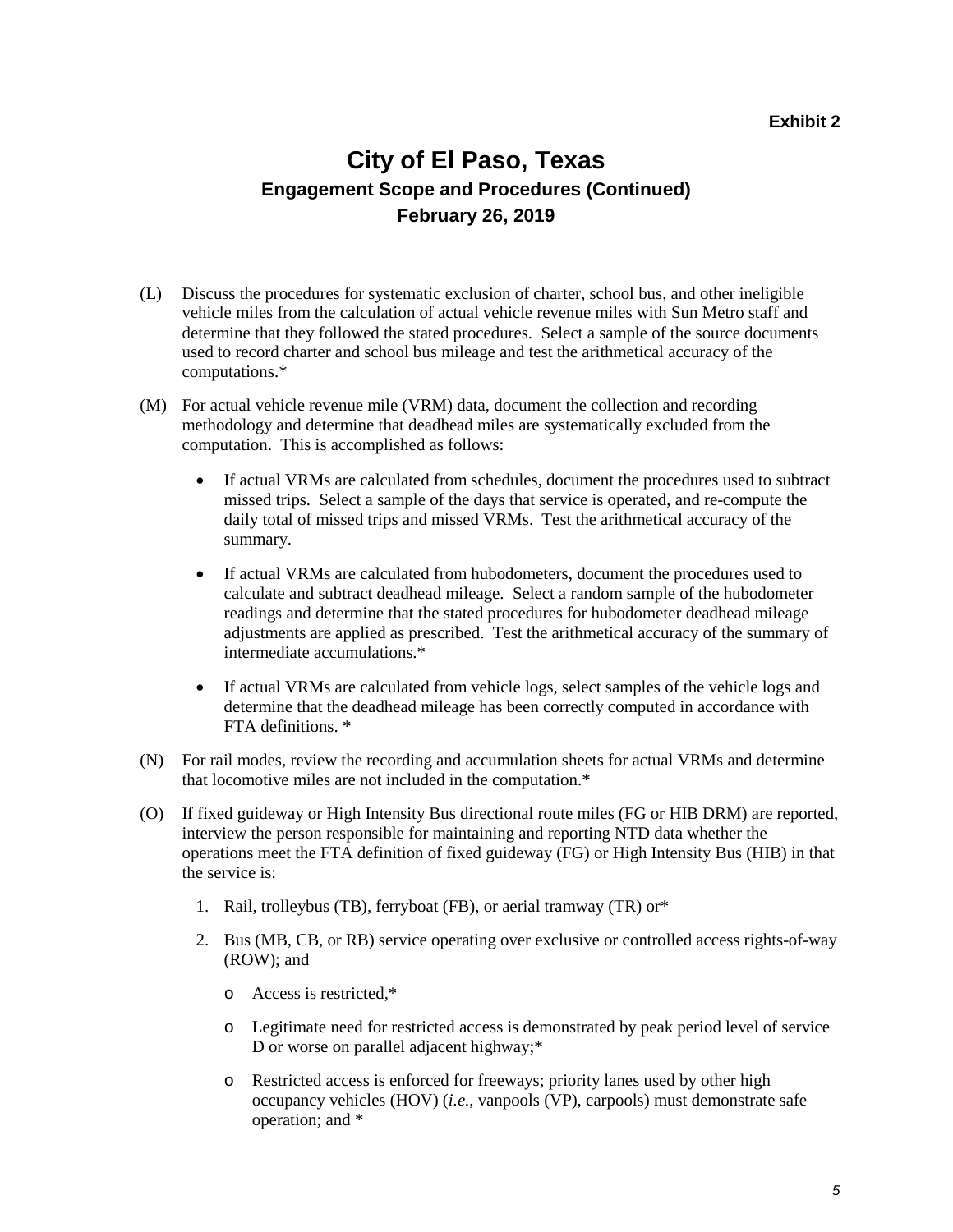**Exhibit 2**

# City of El Paso, Texas

### Engagement Scope and Procedures (Continued)

### February 26, 2019

(L) Discuss the procedures for systematic exclusion of charter, school bus, and other ineligible vehicle miles from the calculation of actual vehicle revenue miles with Sun Metro staff and determine that they followed the stated procedures. Select a sample of the source documents used to record charter and school bus mileage and test the arithmetical accuracy of the computations.*

(M) For actual vehicle revenue mile (VRM) data, document the collection and recording methodology and determine that deadhead miles are systematically excluded from the computation. This is accomplished as follows:

- If actual VRMs are calculated from schedules, document the procedures used to subtract missed trips. Select a sample of the days that service is operated, and re-compute the daily total of missed trips and missed VRMs. Test the arithmetical accuracy of the summary.
- If actual VRMs are calculated from hubodometers, document the procedures used to calculate and subtract deadhead mileage. Select a random sample of the hubodometer readings and determine that the stated procedures for hubodometer deadhead mileage adjustments are applied as prescribed. Test the arithmetical accuracy of the summary of intermediate accumulations.*
- If actual VRMs are calculated from vehicle logs, select samples of the vehicle logs and determine that the deadhead mileage has been correctly computed in accordance with FTA definitions. *

(N) For rail modes, review the recording and accumulation sheets for actual VRMs and determine that locomotive miles are not included in the computation.*

(O) If fixed guideway or High Intensity Bus directional route miles (FG or HIB DRM) are reported, interview the person responsible for maintaining and reporting NTD data whether the operations meet the FTA definition of fixed guideway (FG) or High Intensity Bus (HIB) in that the service is:

1. Rail, trolleybus (TB), ferryboat (FB), or aerial tramway (TR) or*
2. Bus (MB, CB, or RB) service operating over exclusive or controlled access rights-of-way (ROW); and
   - Access is restricted,*
   - Legitimate need for restricted access is demonstrated by peak period level of service D or worse on parallel adjacent highway;*
   - Restricted access is enforced for freeways; priority lanes used by other high occupancy vehicles (HOV) (*i.e.*, vanpools (VP), carpools) must demonstrate safe operation; and *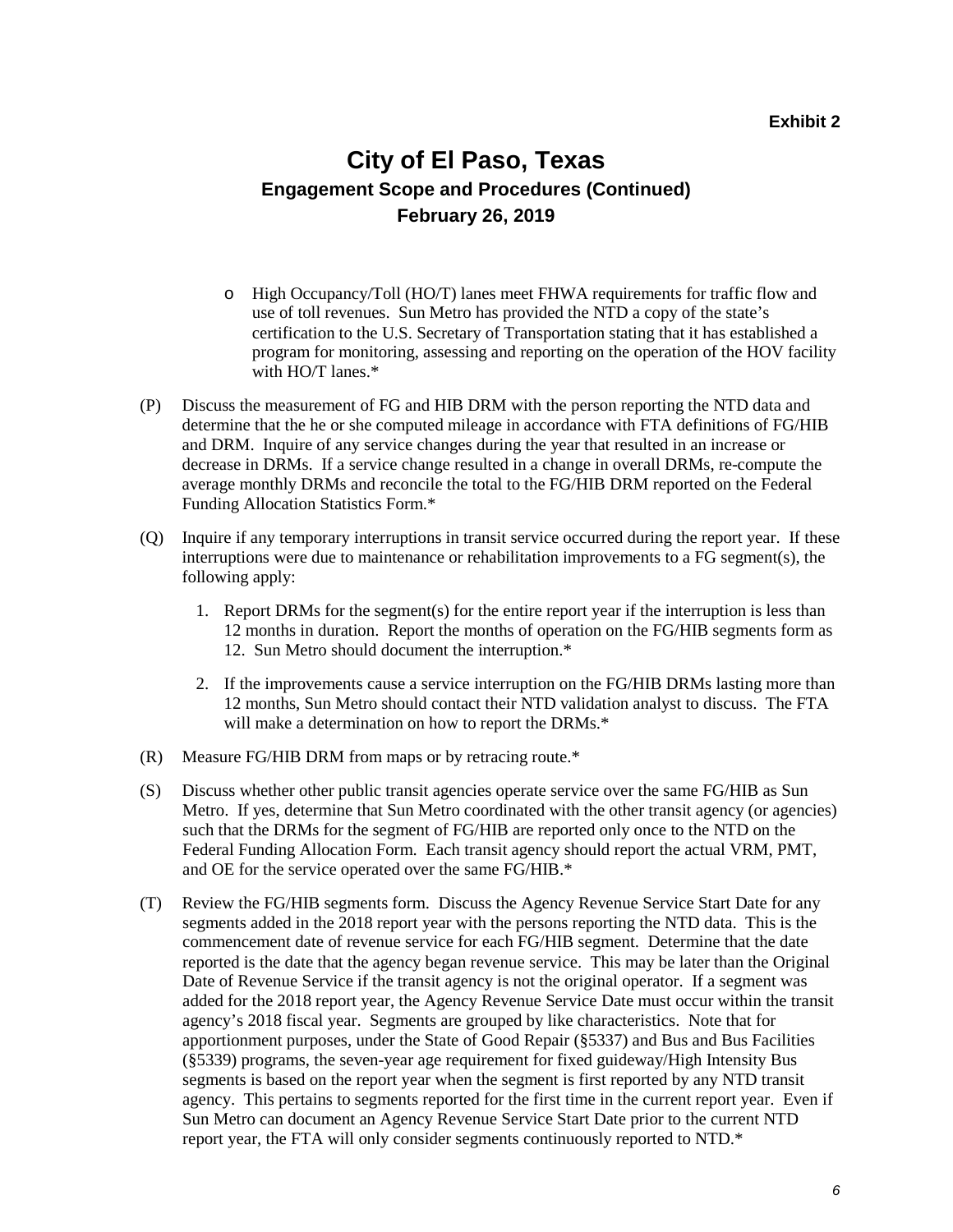**Exhibit 2**

# City of El Paso, Texas

## Engagement Scope and Procedures (Continued)

### February 26, 2019

- High Occupancy/Toll (HO/T) lanes meet FHWA requirements for traffic flow and use of toll revenues. Sun Metro has provided the NTD a copy of the state's certification to the U.S. Secretary of Transportation stating that it has established a program for monitoring, assessing and reporting on the operation of the HOV facility with HO/T lanes.*

(P) Discuss the measurement of FG and HIB DRM with the person reporting the NTD data and determine that the he or she computed mileage in accordance with FTA definitions of FG/HIB and DRM. Inquire of any service changes during the year that resulted in an increase or decrease in DRMs. If a service change resulted in a change in overall DRMs, re-compute the average monthly DRMs and reconcile the total to the FG/HIB DRM reported on the Federal Funding Allocation Statistics Form.*

(Q) Inquire if any temporary interruptions in transit service occurred during the report year. If these interruptions were due to maintenance or rehabilitation improvements to a FG segment(s), the following apply:

1. Report DRMs for the segment(s) for the entire report year if the interruption is less than 12 months in duration. Report the months of operation on the FG/HIB segments form as 12. Sun Metro should document the interruption.*

2. If the improvements cause a service interruption on the FG/HIB DRMs lasting more than 12 months, Sun Metro should contact their NTD validation analyst to discuss. The FTA will make a determination on how to report the DRMs.*

(R) Measure FG/HIB DRM from maps or by retracing route.*

(S) Discuss whether other public transit agencies operate service over the same FG/HIB as Sun Metro. If yes, determine that Sun Metro coordinated with the other transit agency (or agencies) such that the DRMs for the segment of FG/HIB are reported only once to the NTD on the Federal Funding Allocation Form. Each transit agency should report the actual VRM, PMT, and OE for the service operated over the same FG/HIB.*

(T) Review the FG/HIB segments form. Discuss the Agency Revenue Service Start Date for any segments added in the 2018 report year with the persons reporting the NTD data. This is the commencement date of revenue service for each FG/HIB segment. Determine that the date reported is the date that the agency began revenue service. This may be later than the Original Date of Revenue Service if the transit agency is not the original operator. If a segment was added for the 2018 report year, the Agency Revenue Service Date must occur within the transit agency's 2018 fiscal year. Segments are grouped by like characteristics. Note that for apportionment purposes, under the State of Good Repair (§5337) and Bus and Bus Facilities (§5339) programs, the seven-year age requirement for fixed guideway/High Intensity Bus segments is based on the report year when the segment is first reported by any NTD transit agency. This pertains to segments reported for the first time in the current report year. Even if Sun Metro can document an Agency Revenue Service Start Date prior to the current NTD report year, the FTA will only consider segments continuously reported to NTD.*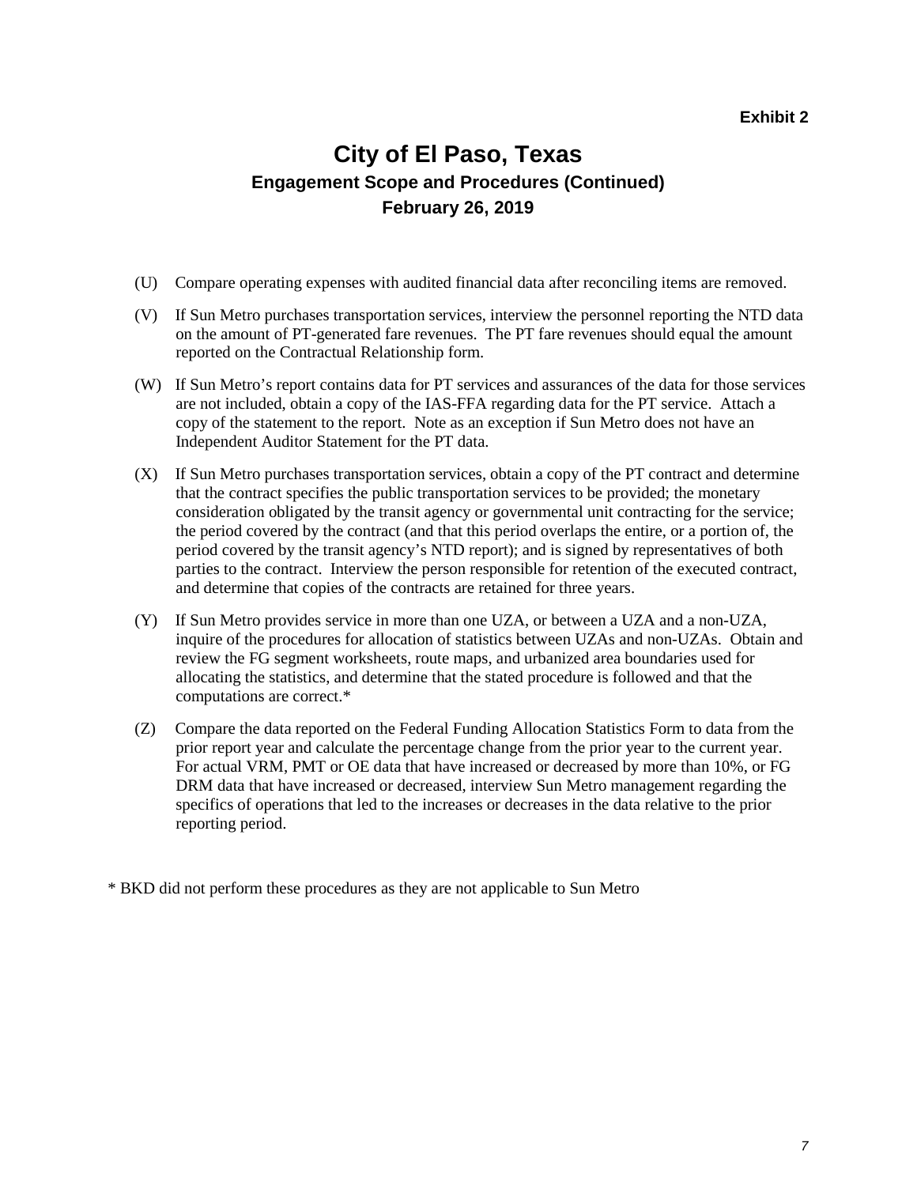**Exhibit 2**

# City of El Paso, Texas

### Engagement Scope and Procedures (Continued)

### February 26, 2019

(U) Compare operating expenses with audited financial data after reconciling items are removed.

(V) If Sun Metro purchases transportation services, interview the personnel reporting the NTD data on the amount of PT-generated fare revenues. The PT fare revenues should equal the amount reported on the Contractual Relationship form.

(W) If Sun Metro's report contains data for PT services and assurances of the data for those services are not included, obtain a copy of the IAS-FFA regarding data for the PT service. Attach a copy of the statement to the report. Note as an exception if Sun Metro does not have an Independent Auditor Statement for the PT data.

(X) If Sun Metro purchases transportation services, obtain a copy of the PT contract and determine that the contract specifies the public transportation services to be provided; the monetary consideration obligated by the transit agency or governmental unit contracting for the service; the period covered by the contract (and that this period overlaps the entire, or a portion of, the period covered by the transit agency's NTD report); and is signed by representatives of both parties to the contract. Interview the person responsible for retention of the executed contract, and determine that copies of the contracts are retained for three years.

(Y) If Sun Metro provides service in more than one UZA, or between a UZA and a non-UZA, inquire of the procedures for allocation of statistics between UZAs and non-UZAs. Obtain and review the FG segment worksheets, route maps, and urbanized area boundaries used for allocating the statistics, and determine that the stated procedure is followed and that the computations are correct.*

(Z) Compare the data reported on the Federal Funding Allocation Statistics Form to data from the prior report year and calculate the percentage change from the prior year to the current year. For actual VRM, PMT or OE data that have increased or decreased by more than 10%, or FG DRM data that have increased or decreased, interview Sun Metro management regarding the specifics of operations that led to the increases or decreases in the data relative to the prior reporting period.

* BKD did not perform these procedures as they are not applicable to Sun Metro